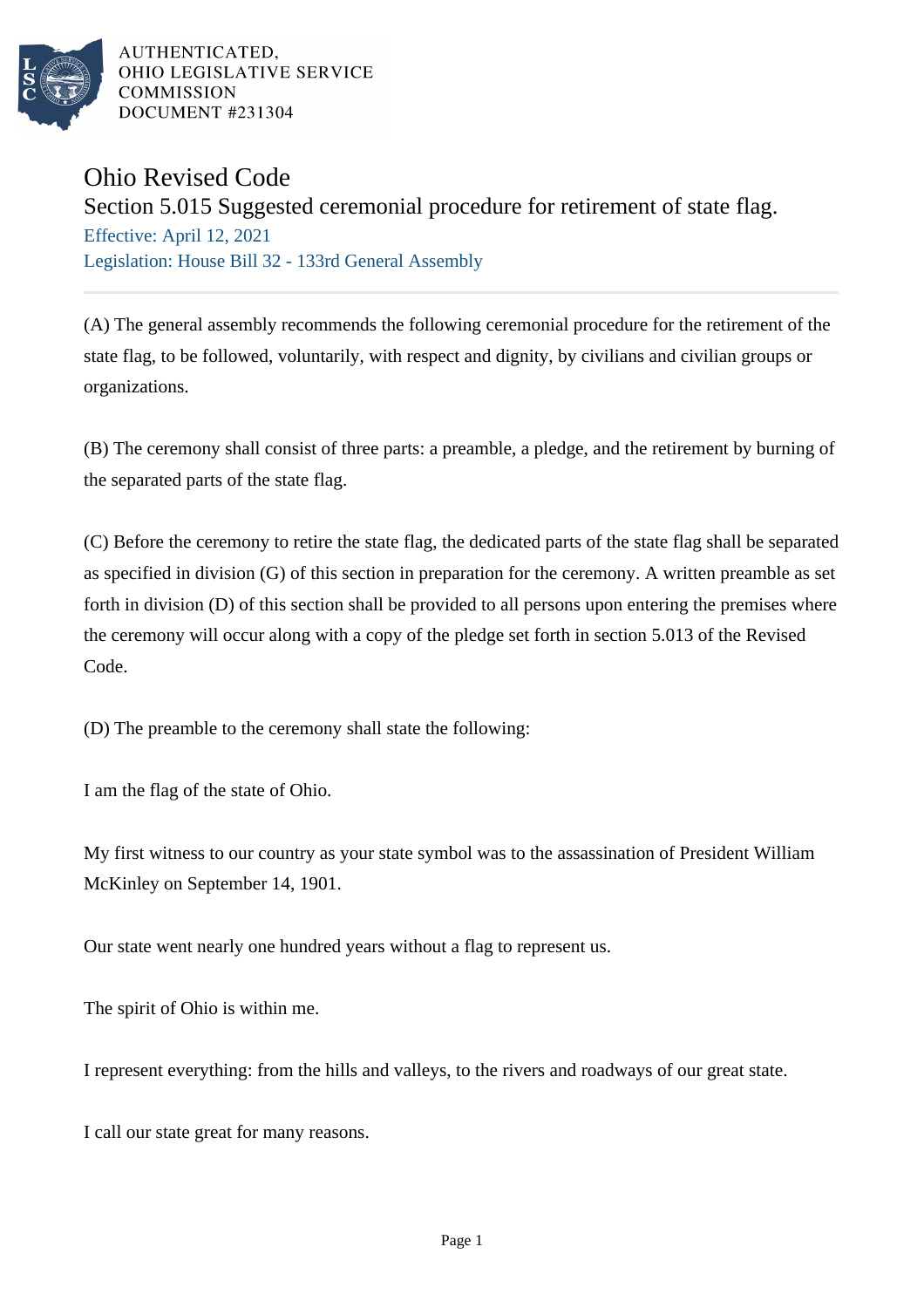AUTHENTICATED,
OHIO LEGISLATIVE SERVICE
COMMISSION
DOCUMENT #231304

# Ohio Revised Code

## Section 5.015 Suggested ceremonial procedure for retirement of state flag.

Effective: April 12, 2021

Legislation: House Bill 32 - 133rd General Assembly

---

(A) The general assembly recommends the following ceremonial procedure for the retirement of the state flag, to be followed, voluntarily, with respect and dignity, by civilians and civilian groups or organizations.

(B) The ceremony shall consist of three parts: a preamble, a pledge, and the retirement by burning of the separated parts of the state flag.

(C) Before the ceremony to retire the state flag, the dedicated parts of the state flag shall be separated as specified in division (G) of this section in preparation for the ceremony. A written preamble as set forth in division (D) of this section shall be provided to all persons upon entering the premises where the ceremony will occur along with a copy of the pledge set forth in section 5.013 of the Revised Code.

(D) The preamble to the ceremony shall state the following:

I am the flag of the state of Ohio.

My first witness to our country as your state symbol was to the assassination of President William McKinley on September 14, 1901.

Our state went nearly one hundred years without a flag to represent us.

The spirit of Ohio is within me.

I represent everything: from the hills and valleys, to the rivers and roadways of our great state.

I call our state great for many reasons.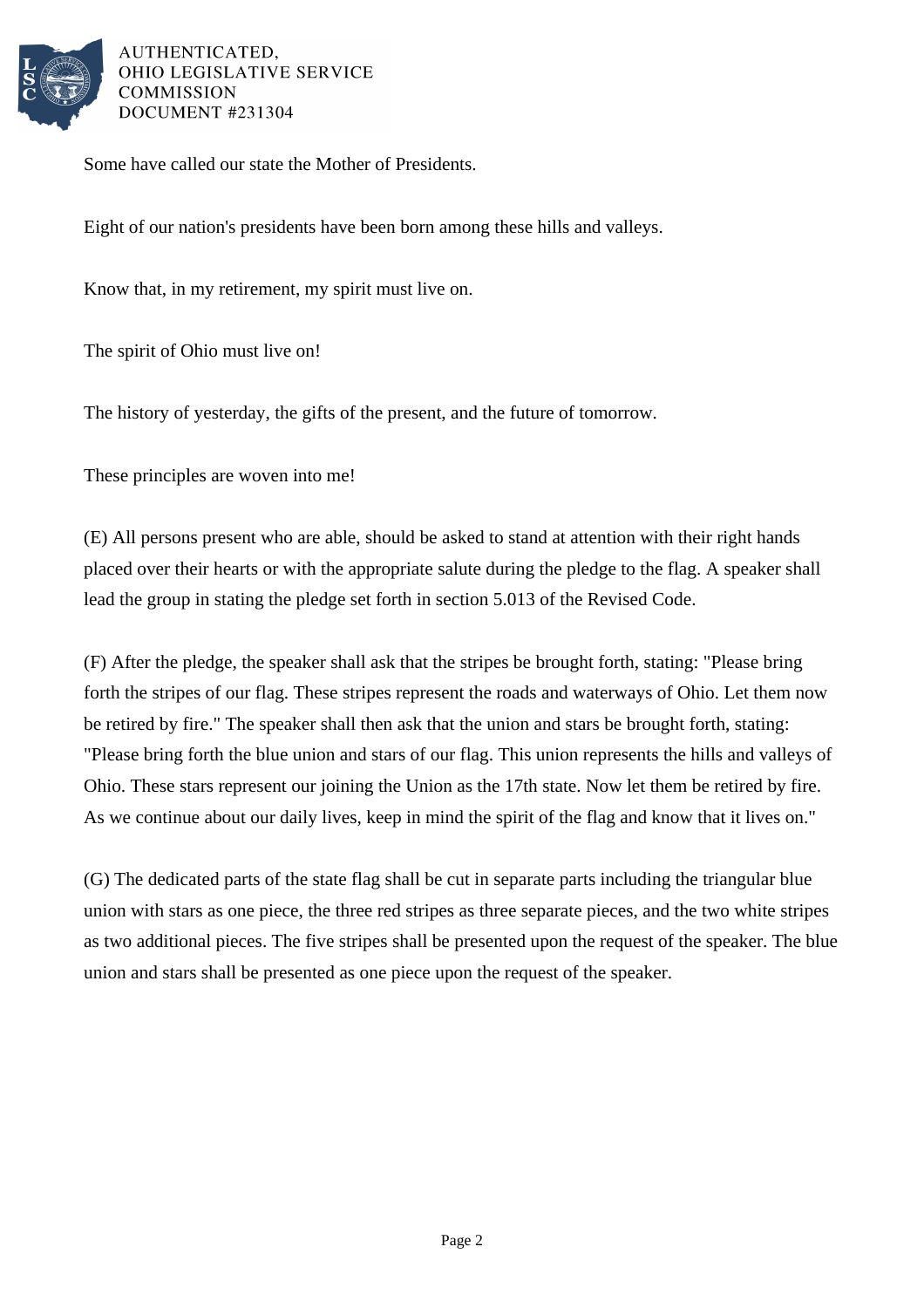Some have called our state the Mother of Presidents.

Eight of our nation's presidents have been born among these hills and valleys.

Know that, in my retirement, my spirit must live on.

The spirit of Ohio must live on!

The history of yesterday, the gifts of the present, and the future of tomorrow.

These principles are woven into me!

(E) All persons present who are able, should be asked to stand at attention with their right hands placed over their hearts or with the appropriate salute during the pledge to the flag. A speaker shall lead the group in stating the pledge set forth in section 5.013 of the Revised Code.

(F) After the pledge, the speaker shall ask that the stripes be brought forth, stating: "Please bring forth the stripes of our flag. These stripes represent the roads and waterways of Ohio. Let them now be retired by fire." The speaker shall then ask that the union and stars be brought forth, stating: "Please bring forth the blue union and stars of our flag. This union represents the hills and valleys of Ohio. These stars represent our joining the Union as the 17th state. Now let them be retired by fire. As we continue about our daily lives, keep in mind the spirit of the flag and know that it lives on."

(G) The dedicated parts of the state flag shall be cut in separate parts including the triangular blue union with stars as one piece, the three red stripes as three separate pieces, and the two white stripes as two additional pieces. The five stripes shall be presented upon the request of the speaker. The blue union and stars shall be presented as one piece upon the request of the speaker.